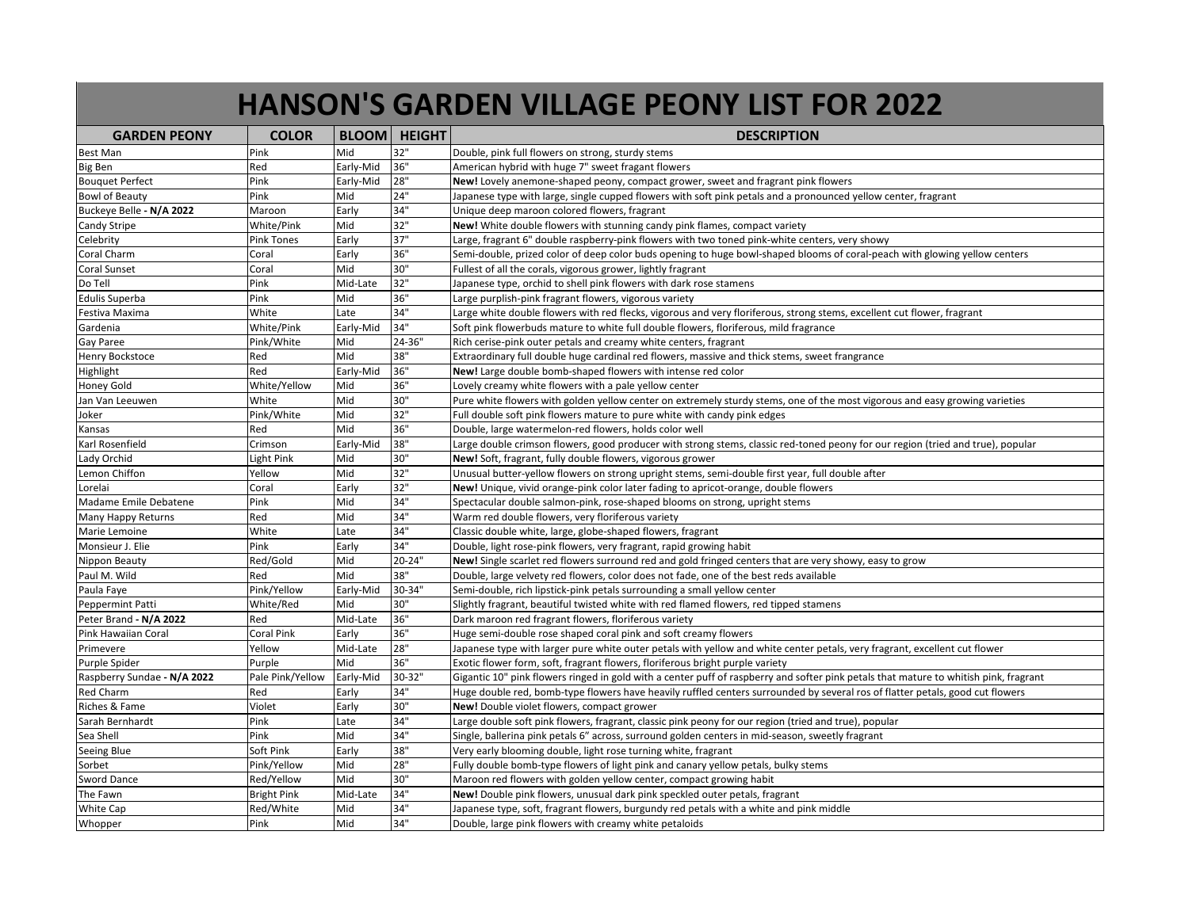# HANSON'S GARDEN VILLAGE PEONY LIST FOR 2022

| GARDEN PEONY | COLOR | BLOOM | HEIGHT | DESCRIPTION |
|---|---|---|---|---|
| Best Man | Pink | Mid | 32" | Double, pink full flowers on strong, sturdy stems |
| Big Ben | Red | Early-Mid | 36" | American hybrid with huge 7" sweet fragant flowers |
| Bouquet Perfect | Pink | Early-Mid | 28" | **New!** Lovely anemone-shaped peony, compact grower, sweet and fragrant pink flowers |
| Bowl of Beauty | Pink | Mid | 24" | Japanese type with large, single cupped flowers with soft pink petals and a pronounced yellow center, fragrant |
| Buckeye Belle **- N/A 2022** | Maroon | Early | 34" | Unique deep maroon colored flowers, fragrant |
| Candy Stripe | White/Pink | Mid | 32" | **New!** White double flowers with stunning candy pink flames, compact variety |
| Celebrity | Pink Tones | Early | 37" | Large, fragrant 6" double raspberry-pink flowers with two toned pink-white centers, very showy |
| Coral Charm | Coral | Early | 36" | Semi-double, prized color of deep color buds opening to huge bowl-shaped blooms of coral-peach with glowing yellow centers |
| Coral Sunset | Coral | Mid | 30" | Fullest of all the corals, vigorous grower, lightly fragrant |
| Do Tell | Pink | Mid-Late | 32" | Japanese type, orchid to shell pink flowers with dark rose stamens |
| Edulis Superba | Pink | Mid | 36" | Large purplish-pink fragrant flowers, vigorous variety |
| Festiva Maxima | White | Late | 34" | Large white double flowers with red flecks, vigorous and very floriferous, strong stems, excellent cut flower, fragrant |
| Gardenia | White/Pink | Early-Mid | 34" | Soft pink flowerbuds mature to white full double flowers, floriferous, mild fragrance |
| Gay Paree | Pink/White | Mid | 24-36" | Rich cerise-pink outer petals and creamy white centers, fragrant |
| Henry Bockstoce | Red | Mid | 38" | Extraordinary full double huge cardinal red flowers, massive and thick stems, sweet frangrance |
| Highlight | Red | Early-Mid | 36" | **New!** Large double bomb-shaped flowers with intense red color |
| Honey Gold | White/Yellow | Mid | 36" | Lovely creamy white flowers with a pale yellow center |
| Jan Van Leeuwen | White | Mid | 30" | Pure white flowers with golden yellow center on extremely sturdy stems, one of the most vigorous and easy growing varieties |
| Joker | Pink/White | Mid | 32" | Full double soft pink flowers mature to pure white with candy pink edges |
| Kansas | Red | Mid | 36" | Double, large watermelon-red flowers, holds color well |
| Karl Rosenfield | Crimson | Early-Mid | 38" | Large double crimson flowers, good producer with strong stems, classic red-toned peony for our region (tried and true), popular |
| Lady Orchid | Light Pink | Mid | 30" | **New!** Soft, fragrant, fully double flowers, vigorous grower |
| Lemon Chiffon | Yellow | Mid | 32" | Unusual butter-yellow flowers on strong upright stems, semi-double first year, full double after |
| Lorelai | Coral | Early | 32" | **New!** Unique, vivid orange-pink color later fading to apricot-orange, double flowers |
| Madame Emile Debatene | Pink | Mid | 34" | Spectacular double salmon-pink, rose-shaped blooms on strong, upright stems |
| Many Happy Returns | Red | Mid | 34" | Warm red double flowers, very floriferous variety |
| Marie Lemoine | White | Late | 34" | Classic double white, large, globe-shaped flowers, fragrant |
| Monsieur J. Elie | Pink | Early | 34" | Double, light rose-pink flowers, very fragrant, rapid growing habit |
| Nippon Beauty | Red/Gold | Mid | 20-24" | **New!** Single scarlet red flowers surround red and gold fringed centers that are very showy, easy to grow |
| Paul M. Wild | Red | Mid | 38" | Double, large velvety red flowers, color does not fade, one of the best reds available |
| Paula Faye | Pink/Yellow | Early-Mid | 30-34" | Semi-double, rich lipstick-pink petals surrounding a small yellow center |
| Peppermint Patti | White/Red | Mid | 30" | Slightly fragrant, beautiful twisted white with red flamed flowers, red tipped stamens |
| Peter Brand **- N/A 2022** | Red | Mid-Late | 36" | Dark maroon red fragrant flowers, floriferous variety |
| Pink Hawaiian Coral | Coral Pink | Early | 36" | Huge semi-double rose shaped coral pink and soft creamy flowers |
| Primevere | Yellow | Mid-Late | 28" | Japanese type with larger pure white outer petals with yellow and white center petals, very fragrant, excellent cut flower |
| Purple Spider | Purple | Mid | 36" | Exotic flower form, soft, fragrant flowers, floriferous bright purple variety |
| Raspberry Sundae **- N/A 2022** | Pale Pink/Yellow | Early-Mid | 30-32" | Gigantic 10" pink flowers ringed in gold with a center puff of raspberry and softer pink petals that mature to whitish pink, fragrant |
| Red Charm | Red | Early | 34" | Huge double red, bomb-type flowers have heavily ruffled centers surrounded by several ros of flatter petals, good cut flowers |
| Riches & Fame | Violet | Early | 30" | **New!** Double violet flowers, compact grower |
| Sarah Bernhardt | Pink | Late | 34" | Large double soft pink flowers, fragrant, classic pink peony for our region (tried and true), popular |
| Sea Shell | Pink | Mid | 34" | Single, ballerina pink petals 6" across, surround golden centers in mid-season, sweetly fragrant |
| Seeing Blue | Soft Pink | Early | 38" | Very early blooming double, light rose turning white, fragrant |
| Sorbet | Pink/Yellow | Mid | 28" | Fully double bomb-type flowers of light pink and canary yellow petals, bulky stems |
| Sword Dance | Red/Yellow | Mid | 30" | Maroon red flowers with golden yellow center, compact growing habit |
| The Fawn | Bright Pink | Mid-Late | 34" | **New!** Double pink flowers, unusual dark pink speckled outer petals, fragrant |
| White Cap | Red/White | Mid | 34" | Japanese type, soft, fragrant flowers, burgundy red petals with a white and pink middle |
| Whopper | Pink | Mid | 34" | Double, large pink flowers with creamy white petaloids |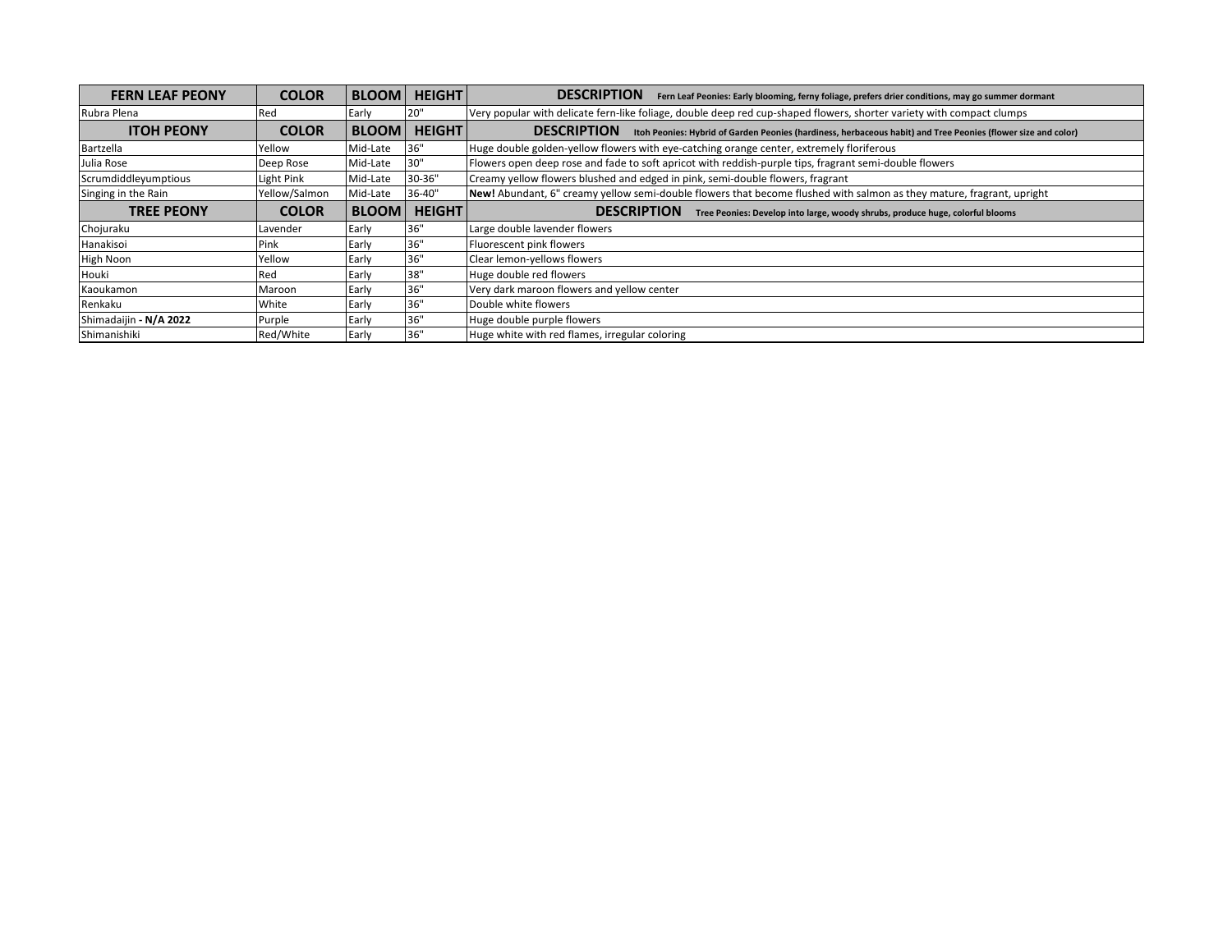| FERN LEAF PEONY | COLOR | BLOOM | HEIGHT | DESCRIPTION Fern Leaf Peonies: Early blooming, ferny foliage, prefers drier conditions, may go summer dormant |
|---|---|---|---|---|
| Rubra Plena | Red | Early | 20" | Very popular with delicate fern-like foliage, double deep red cup-shaped flowers, shorter variety with compact clumps |
| **ITOH PEONY** | **COLOR** | **BLOOM** | **HEIGHT** | **DESCRIPTION** **Itoh Peonies: Hybrid of Garden Peonies (hardiness, herbaceous habit) and Tree Peonies (flower size and color)** |
| Bartzella | Yellow | Mid-Late | 36" | Huge double golden-yellow flowers with eye-catching orange center, extremely floriferous |
| Julia Rose | Deep Rose | Mid-Late | 30" | Flowers open deep rose and fade to soft apricot with reddish-purple tips, fragrant semi-double flowers |
| Scrumdiddleyumptious | Light Pink | Mid-Late | 30-36" | Creamy yellow flowers blushed and edged in pink, semi-double flowers, fragrant |
| Singing in the Rain | Yellow/Salmon | Mid-Late | 36-40" | **New!** Abundant, 6" creamy yellow semi-double flowers that become flushed with salmon as they mature, fragrant, upright |
| **TREE PEONY** | **COLOR** | **BLOOM** | **HEIGHT** | **DESCRIPTION** **Tree Peonies: Develop into large, woody shrubs, produce huge, colorful blooms** |
| Chojuraku | Lavender | Early | 36" | Large double lavender flowers |
| Hanakisoi | Pink | Early | 36" | Fluorescent pink flowers |
| High Noon | Yellow | Early | 36" | Clear lemon-yellows flowers |
| Houki | Red | Early | 38" | Huge double red flowers |
| Kaoukamon | Maroon | Early | 36" | Very dark maroon flowers and yellow center |
| Renkaku | White | Early | 36" | Double white flowers |
| Shimadaijin - **N/A 2022** | Purple | Early | 36" | Huge double purple flowers |
| Shimanishiki | Red/White | Early | 36" | Huge white with red flames, irregular coloring |